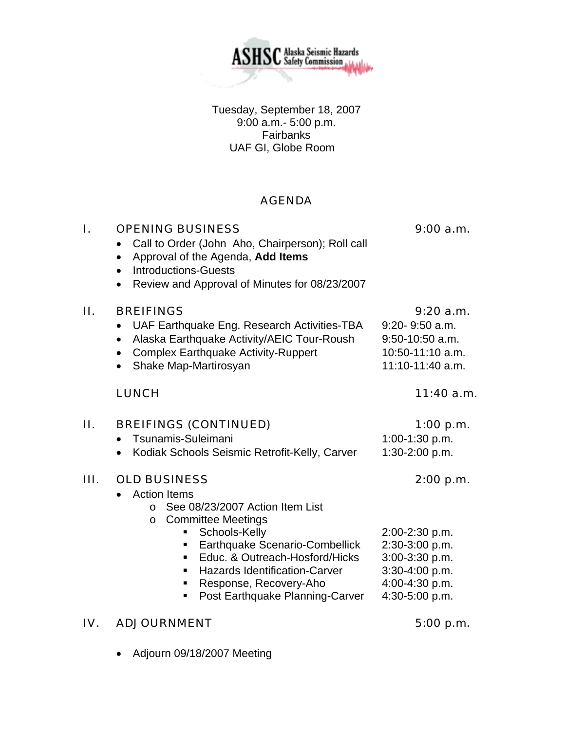**ASHSC** Alaska Seismic Hazards Safety Commission

Tuesday, September 18, 2007
9:00 a.m.- 5:00 p.m.
Fairbanks
UAF GI, Globe Room

# AGENDA

## I. OPENING BUSINESS — 9:00 a.m.

- Call to Order (John Aho, Chairperson); Roll call
- Approval of the Agenda, **Add Items**
- Introductions-Guests
- Review and Approval of Minutes for 08/23/2007

## II. BREIFINGS — 9:20 a.m.

- UAF Earthquake Eng. Research Activities-TBA — 9:20- 9:50 a.m.
- Alaska Earthquake Activity/AEIC Tour-Roush — 9:50-10:50 a.m.
- Complex Earthquake Activity-Ruppert — 10:50-11:10 a.m.
- Shake Map-Martirosyan — 11:10-11:40 a.m.

## LUNCH — 11:40 a.m.

## II. BREIFINGS (CONTINUED) — 1:00 p.m.

- Tsunamis-Suleimani — 1:00-1:30 p.m.
- Kodiak Schools Seismic Retrofit-Kelly, Carver — 1:30-2:00 p.m.

## III. OLD BUSINESS — 2:00 p.m.

- Action Items
  - See 08/23/2007 Action Item List
  - Committee Meetings
    - Schools-Kelly — 2:00-2:30 p.m.
    - Earthquake Scenario-Combellick — 2:30-3:00 p.m.
    - Educ. & Outreach-Hosford/Hicks — 3:00-3:30 p.m.
    - Hazards Identification-Carver — 3:30-4:00 p.m.
    - Response, Recovery-Aho — 4:00-4:30 p.m.
    - Post Earthquake Planning-Carver — 4:30-5:00 p.m.

## IV. ADJOURNMENT — 5:00 p.m.

- Adjourn 09/18/2007 Meeting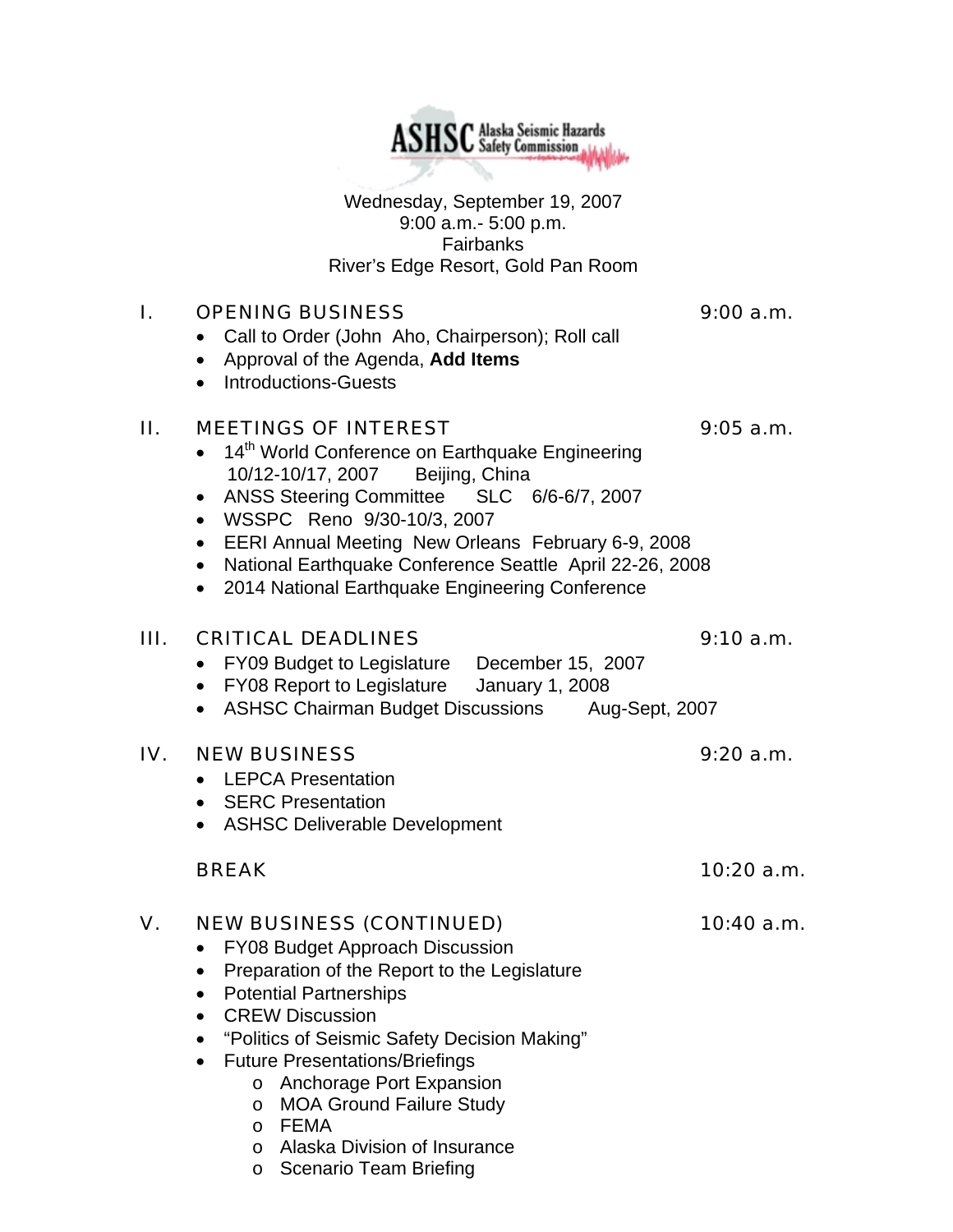**ASHSC** Alaska Seismic Hazards Safety Commission

Wednesday, September 19, 2007
9:00 a.m.- 5:00 p.m.
Fairbanks
River's Edge Resort, Gold Pan Room

## I. OPENING BUSINESS 9:00 a.m.

- Call to Order (John Aho, Chairperson); Roll call
- Approval of the Agenda, **Add Items**
- Introductions-Guests

## II. MEETINGS OF INTEREST 9:05 a.m.

- 14th World Conference on Earthquake Engineering 10/12-10/17, 2007 Beijing, China
- ANSS Steering Committee SLC 6/6-6/7, 2007
- WSSPC Reno 9/30-10/3, 2007
- EERI Annual Meeting New Orleans February 6-9, 2008
- National Earthquake Conference Seattle April 22-26, 2008
- 2014 National Earthquake Engineering Conference

## III. CRITICAL DEADLINES 9:10 a.m.

- FY09 Budget to Legislature December 15, 2007
- FY08 Report to Legislature January 1, 2008
- ASHSC Chairman Budget Discussions Aug-Sept, 2007

## IV. NEW BUSINESS 9:20 a.m.

- LEPCA Presentation
- SERC Presentation
- ASHSC Deliverable Development

## BREAK 10:20 a.m.

## V. NEW BUSINESS (CONTINUED) 10:40 a.m.

- FY08 Budget Approach Discussion
- Preparation of the Report to the Legislature
- Potential Partnerships
- CREW Discussion
- "Politics of Seismic Safety Decision Making"
- Future Presentations/Briefings
  - Anchorage Port Expansion
  - MOA Ground Failure Study
  - FEMA
  - Alaska Division of Insurance
  - Scenario Team Briefing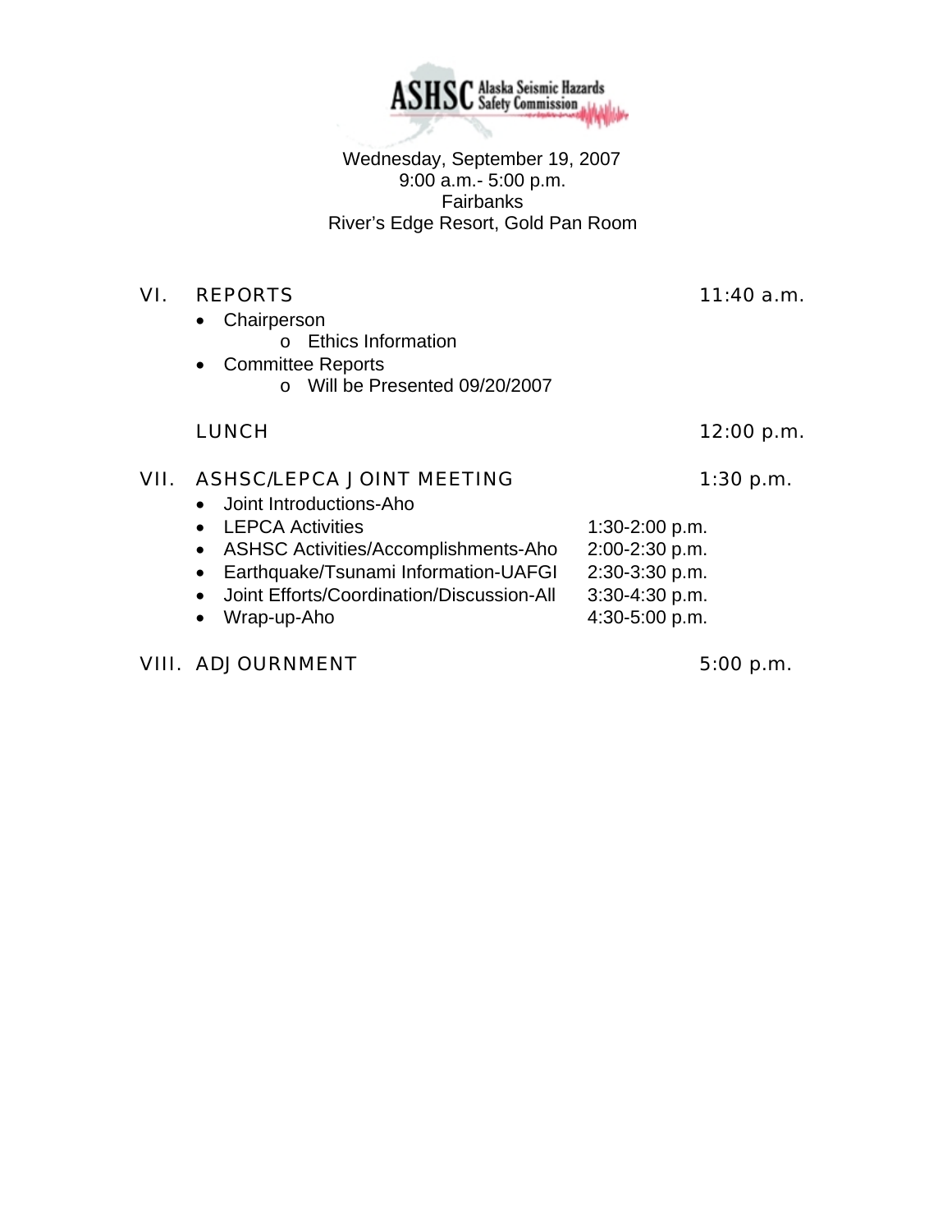ASHSC Alaska Seismic Hazards Safety Commission

Wednesday, September 19, 2007
9:00 a.m.- 5:00 p.m.
Fairbanks
River's Edge Resort, Gold Pan Room

VI. REPORTS — 11:40 a.m.

- Chairperson
  - Ethics Information
- Committee Reports
  - Will be Presented 09/20/2007

LUNCH — 12:00 p.m.

VII. ASHSC/LEPCA JOINT MEETING — 1:30 p.m.

- Joint Introductions-Aho
- LEPCA Activities — 1:30-2:00 p.m.
- ASHSC Activities/Accomplishments-Aho — 2:00-2:30 p.m.
- Earthquake/Tsunami Information-UAFGI — 2:30-3:30 p.m.
- Joint Efforts/Coordination/Discussion-All — 3:30-4:30 p.m.
- Wrap-up-Aho — 4:30-5:00 p.m.

VIII. ADJOURNMENT — 5:00 p.m.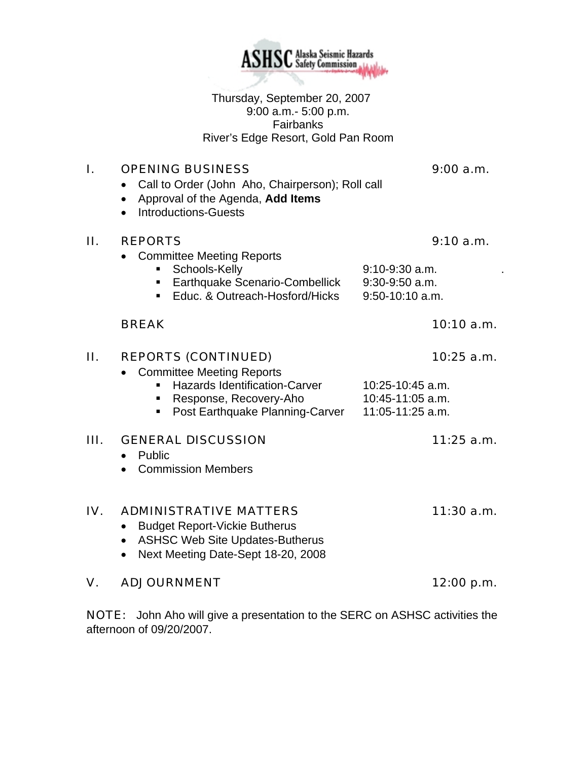ASHSC Alaska Seismic Hazards Safety Commission

Thursday, September 20, 2007
9:00 a.m.- 5:00 p.m.
Fairbanks
River's Edge Resort, Gold Pan Room

## I. OPENING BUSINESS — 9:00 a.m.

- Call to Order (John Aho, Chairperson); Roll call
- Approval of the Agenda, **Add Items**
- Introductions-Guests

## II. REPORTS — 9:10 a.m.

- Committee Meeting Reports
  - Schools-Kelly — 9:10-9:30 a.m.
  - Earthquake Scenario-Combellick — 9:30-9:50 a.m.
  - Educ. & Outreach-Hosford/Hicks — 9:50-10:10 a.m.

**BREAK** — 10:10 a.m.

## II. REPORTS (CONTINUED) — 10:25 a.m.

- Committee Meeting Reports
  - Hazards Identification-Carver — 10:25-10:45 a.m.
  - Response, Recovery-Aho — 10:45-11:05 a.m.
  - Post Earthquake Planning-Carver — 11:05-11:25 a.m.

## III. GENERAL DISCUSSION — 11:25 a.m.

- Public
- Commission Members

## IV. ADMINISTRATIVE MATTERS — 11:30 a.m.

- Budget Report-Vickie Butherus
- ASHSC Web Site Updates-Butherus
- Next Meeting Date-Sept 18-20, 2008

## V. ADJOURNMENT — 12:00 p.m.

NOTE: John Aho will give a presentation to the SERC on ASHSC activities the afternoon of 09/20/2007.